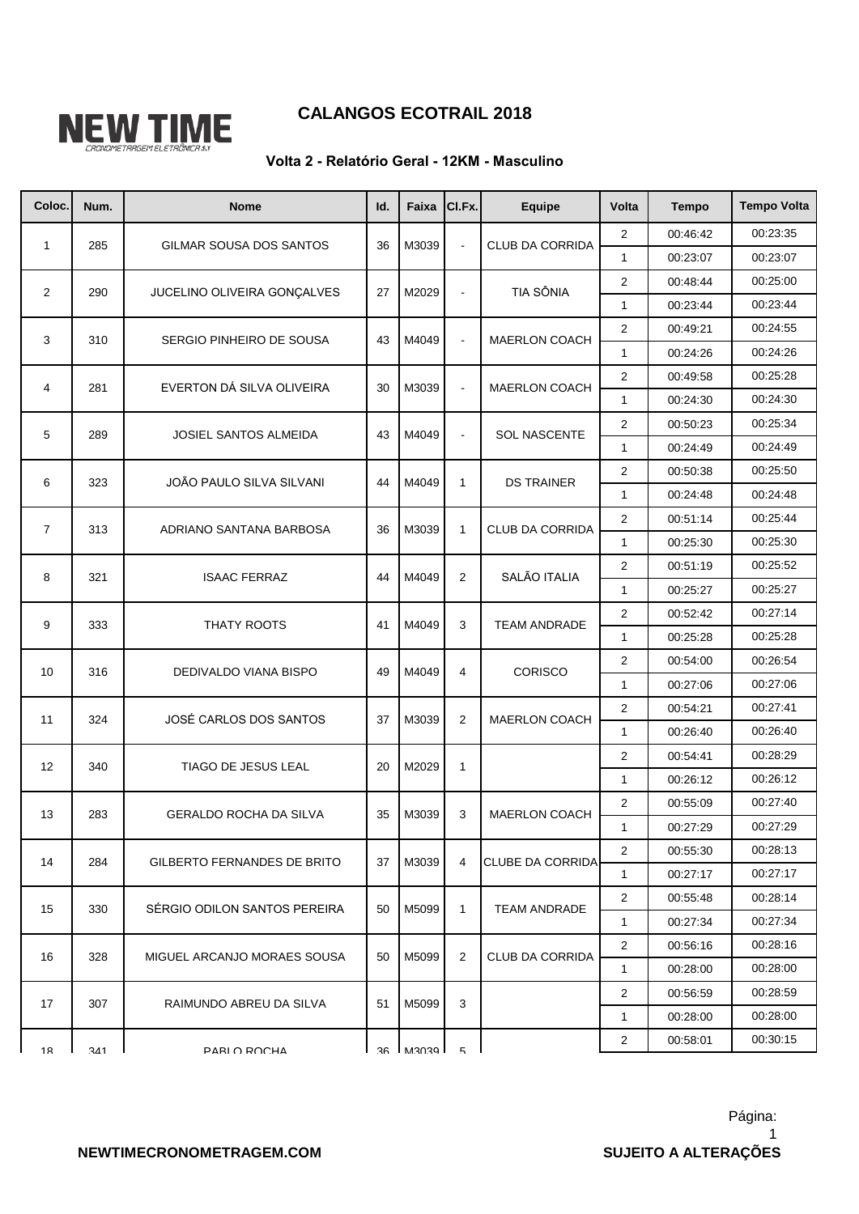**NEW TIME**
CRONOMETRAGEM ELETRÔNICA

# CALANGOS ECOTRAIL 2018

### Volta 2 - Relatório Geral - 12KM - Masculino

| Coloc. | Num. | Nome | Id. | Faixa | Cl.Fx. | Equipe | Volta | Tempo | Tempo Volta |
|---|---|---|---|---|---|---|---|---|---|
| 1 | 285 | GILMAR SOUSA DOS SANTOS | 36 | M3039 | - | CLUB DA CORRIDA | 2 | 00:46:42 | 00:23:35 |
| | | | | | | | 1 | 00:23:07 | 00:23:07 |
| 2 | 290 | JUCELINO OLIVEIRA GONÇALVES | 27 | M2029 | - | TIA SÔNIA | 2 | 00:48:44 | 00:25:00 |
| | | | | | | | 1 | 00:23:44 | 00:23:44 |
| 3 | 310 | SERGIO PINHEIRO DE SOUSA | 43 | M4049 | - | MAERLON COACH | 2 | 00:49:21 | 00:24:55 |
| | | | | | | | 1 | 00:24:26 | 00:24:26 |
| 4 | 281 | EVERTON DÁ SILVA OLIVEIRA | 30 | M3039 | - | MAERLON COACH | 2 | 00:49:58 | 00:25:28 |
| | | | | | | | 1 | 00:24:30 | 00:24:30 |
| 5 | 289 | JOSIEL SANTOS ALMEIDA | 43 | M4049 | - | SOL NASCENTE | 2 | 00:50:23 | 00:25:34 |
| | | | | | | | 1 | 00:24:49 | 00:24:49 |
| 6 | 323 | JOÃO PAULO SILVA SILVANI | 44 | M4049 | 1 | DS TRAINER | 2 | 00:50:38 | 00:25:50 |
| | | | | | | | 1 | 00:24:48 | 00:24:48 |
| 7 | 313 | ADRIANO SANTANA BARBOSA | 36 | M3039 | 1 | CLUB DA CORRIDA | 2 | 00:51:14 | 00:25:44 |
| | | | | | | | 1 | 00:25:30 | 00:25:30 |
| 8 | 321 | ISAAC FERRAZ | 44 | M4049 | 2 | SALÃO ITALIA | 2 | 00:51:19 | 00:25:52 |
| | | | | | | | 1 | 00:25:27 | 00:25:27 |
| 9 | 333 | THATY ROOTS | 41 | M4049 | 3 | TEAM ANDRADE | 2 | 00:52:42 | 00:27:14 |
| | | | | | | | 1 | 00:25:28 | 00:25:28 |
| 10 | 316 | DEDIVALDO VIANA BISPO | 49 | M4049 | 4 | CORISCO | 2 | 00:54:00 | 00:26:54 |
| | | | | | | | 1 | 00:27:06 | 00:27:06 |
| 11 | 324 | JOSÉ CARLOS DOS SANTOS | 37 | M3039 | 2 | MAERLON COACH | 2 | 00:54:21 | 00:27:41 |
| | | | | | | | 1 | 00:26:40 | 00:26:40 |
| 12 | 340 | TIAGO DE JESUS LEAL | 20 | M2029 | 1 | | 2 | 00:54:41 | 00:28:29 |
| | | | | | | | 1 | 00:26:12 | 00:26:12 |
| 13 | 283 | GERALDO ROCHA DA SILVA | 35 | M3039 | 3 | MAERLON COACH | 2 | 00:55:09 | 00:27:40 |
| | | | | | | | 1 | 00:27:29 | 00:27:29 |
| 14 | 284 | GILBERTO FERNANDES DE BRITO | 37 | M3039 | 4 | CLUBE DA CORRIDA | 2 | 00:55:30 | 00:28:13 |
| | | | | | | | 1 | 00:27:17 | 00:27:17 |
| 15 | 330 | SÉRGIO ODILON SANTOS PEREIRA | 50 | M5099 | 1 | TEAM ANDRADE | 2 | 00:55:48 | 00:28:14 |
| | | | | | | | 1 | 00:27:34 | 00:27:34 |
| 16 | 328 | MIGUEL ARCANJO MORAES SOUSA | 50 | M5099 | 2 | CLUB DA CORRIDA | 2 | 00:56:16 | 00:28:16 |
| | | | | | | | 1 | 00:28:00 | 00:28:00 |
| 17 | 307 | RAIMUNDO ABREU DA SILVA | 51 | M5099 | 3 | | 2 | 00:56:59 | 00:28:59 |
| | | | | | | | 1 | 00:28:00 | 00:28:00 |
| 18 | 341 | PABLO ROCHA | 36 | M3039 | 5 | | 2 | 00:58:01 | 00:30:15 |

NEWTIMECRONOMETRAGEM.COM

SUJEITO A ALTERAÇÕES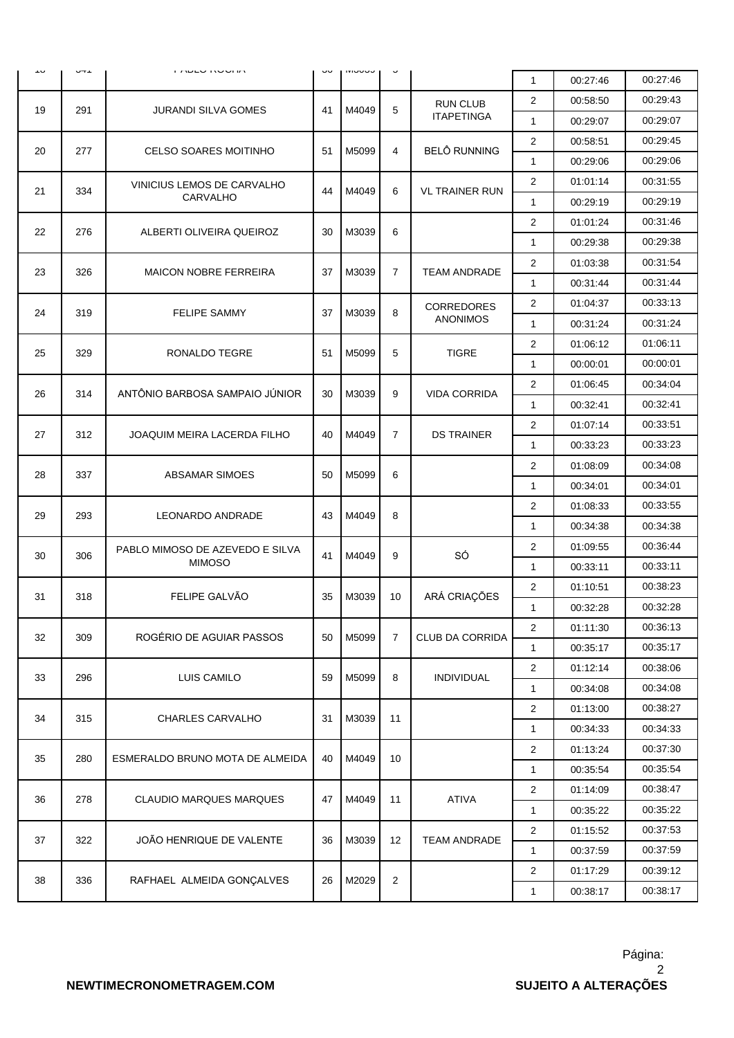| 18 | 341 | PABLO ROCHA | 30 | M3039 | 5 | | 1 | 00:27:46 | 00:27:46 |
|---|---|---|---|---|---|---|---|---|---|
| 19 | 291 | JURANDI SILVA GOMES | 41 | M4049 | 5 | RUN CLUB ITAPETINGA | 2 | 00:58:50 | 00:29:43 |
| | | | | | | | 1 | 00:29:07 | 00:29:07 |
| 20 | 277 | CELSO SOARES MOITINHO | 51 | M5099 | 4 | BELÔ RUNNING | 2 | 00:58:51 | 00:29:45 |
| | | | | | | | 1 | 00:29:06 | 00:29:06 |
| 21 | 334 | VINICIUS LEMOS DE CARVALHO CARVALHO | 44 | M4049 | 6 | VL TRAINER RUN | 2 | 01:01:14 | 00:31:55 |
| | | | | | | | 1 | 00:29:19 | 00:29:19 |
| 22 | 276 | ALBERTI OLIVEIRA QUEIROZ | 30 | M3039 | 6 | | 2 | 01:01:24 | 00:31:46 |
| | | | | | | | 1 | 00:29:38 | 00:29:38 |
| 23 | 326 | MAICON NOBRE FERREIRA | 37 | M3039 | 7 | TEAM ANDRADE | 2 | 01:03:38 | 00:31:54 |
| | | | | | | | 1 | 00:31:44 | 00:31:44 |
| 24 | 319 | FELIPE SAMMY | 37 | M3039 | 8 | CORREDORES ANONIMOS | 2 | 01:04:37 | 00:33:13 |
| | | | | | | | 1 | 00:31:24 | 00:31:24 |
| 25 | 329 | RONALDO TEGRE | 51 | M5099 | 5 | TIGRE | 2 | 01:06:12 | 01:06:11 |
| | | | | | | | 1 | 00:00:01 | 00:00:01 |
| 26 | 314 | ANTÔNIO BARBOSA SAMPAIO JÚNIOR | 30 | M3039 | 9 | VIDA CORRIDA | 2 | 01:06:45 | 00:34:04 |
| | | | | | | | 1 | 00:32:41 | 00:32:41 |
| 27 | 312 | JOAQUIM MEIRA LACERDA FILHO | 40 | M4049 | 7 | DS TRAINER | 2 | 01:07:14 | 00:33:51 |
| | | | | | | | 1 | 00:33:23 | 00:33:23 |
| 28 | 337 | ABSAMAR SIMOES | 50 | M5099 | 6 | | 2 | 01:08:09 | 00:34:08 |
| | | | | | | | 1 | 00:34:01 | 00:34:01 |
| 29 | 293 | LEONARDO ANDRADE | 43 | M4049 | 8 | | 2 | 01:08:33 | 00:33:55 |
| | | | | | | | 1 | 00:34:38 | 00:34:38 |
| 30 | 306 | PABLO MIMOSO DE AZEVEDO E SILVA MIMOSO | 41 | M4049 | 9 | SÓ | 2 | 01:09:55 | 00:36:44 |
| | | | | | | | 1 | 00:33:11 | 00:33:11 |
| 31 | 318 | FELIPE GALVÃO | 35 | M3039 | 10 | ARÁ CRIAÇÕES | 2 | 01:10:51 | 00:38:23 |
| | | | | | | | 1 | 00:32:28 | 00:32:28 |
| 32 | 309 | ROGÉRIO DE AGUIAR PASSOS | 50 | M5099 | 7 | CLUB DA CORRIDA | 2 | 01:11:30 | 00:36:13 |
| | | | | | | | 1 | 00:35:17 | 00:35:17 |
| 33 | 296 | LUIS CAMILO | 59 | M5099 | 8 | INDIVIDUAL | 2 | 01:12:14 | 00:38:06 |
| | | | | | | | 1 | 00:34:08 | 00:34:08 |
| 34 | 315 | CHARLES CARVALHO | 31 | M3039 | 11 | | 2 | 01:13:00 | 00:38:27 |
| | | | | | | | 1 | 00:34:33 | 00:34:33 |
| 35 | 280 | ESMERALDO BRUNO MOTA DE ALMEIDA | 40 | M4049 | 10 | | 2 | 01:13:24 | 00:37:30 |
| | | | | | | | 1 | 00:35:54 | 00:35:54 |
| 36 | 278 | CLAUDIO MARQUES MARQUES | 47 | M4049 | 11 | ATIVA | 2 | 01:14:09 | 00:38:47 |
| | | | | | | | 1 | 00:35:22 | 00:35:22 |
| 37 | 322 | JOÃO HENRIQUE DE VALENTE | 36 | M3039 | 12 | TEAM ANDRADE | 2 | 01:15:52 | 00:37:53 |
| | | | | | | | 1 | 00:37:59 | 00:37:59 |
| 38 | 336 | RAFHAEL ALMEIDA GONÇALVES | 26 | M2029 | 2 | | 2 | 01:17:29 | 00:39:12 |
| | | | | | | | 1 | 00:38:17 | 00:38:17 |

**NEWTIMECRONOMETRAGEM.COM**

**SUJEITO A ALTERAÇÕES**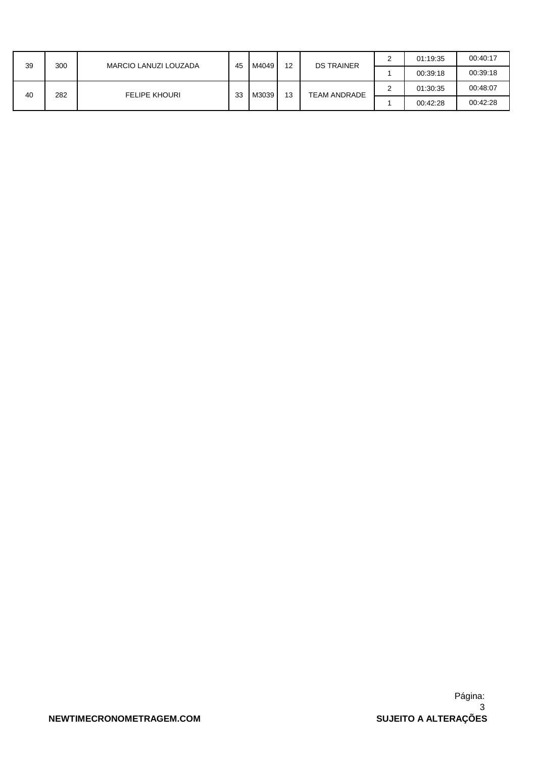| | | | | | | | | | |
|---|---|---|---|---|---|---|---|---|---|
| 39 | 300 | MARCIO LANUZI LOUZADA | 45 | M4049 | 12 | DS TRAINER | 2 | 01:19:35 | 00:40:17 |
| | | | | | | | 1 | 00:39:18 | 00:39:18 |
| 40 | 282 | FELIPE KHOURI | 33 | M3039 | 13 | TEAM ANDRADE | 2 | 01:30:35 | 00:48:07 |
| | | | | | | | 1 | 00:42:28 | 00:42:28 |

**NEWTIMECRONOMETRAGEM.COM**

**SUJEITO A ALTERAÇÕES**